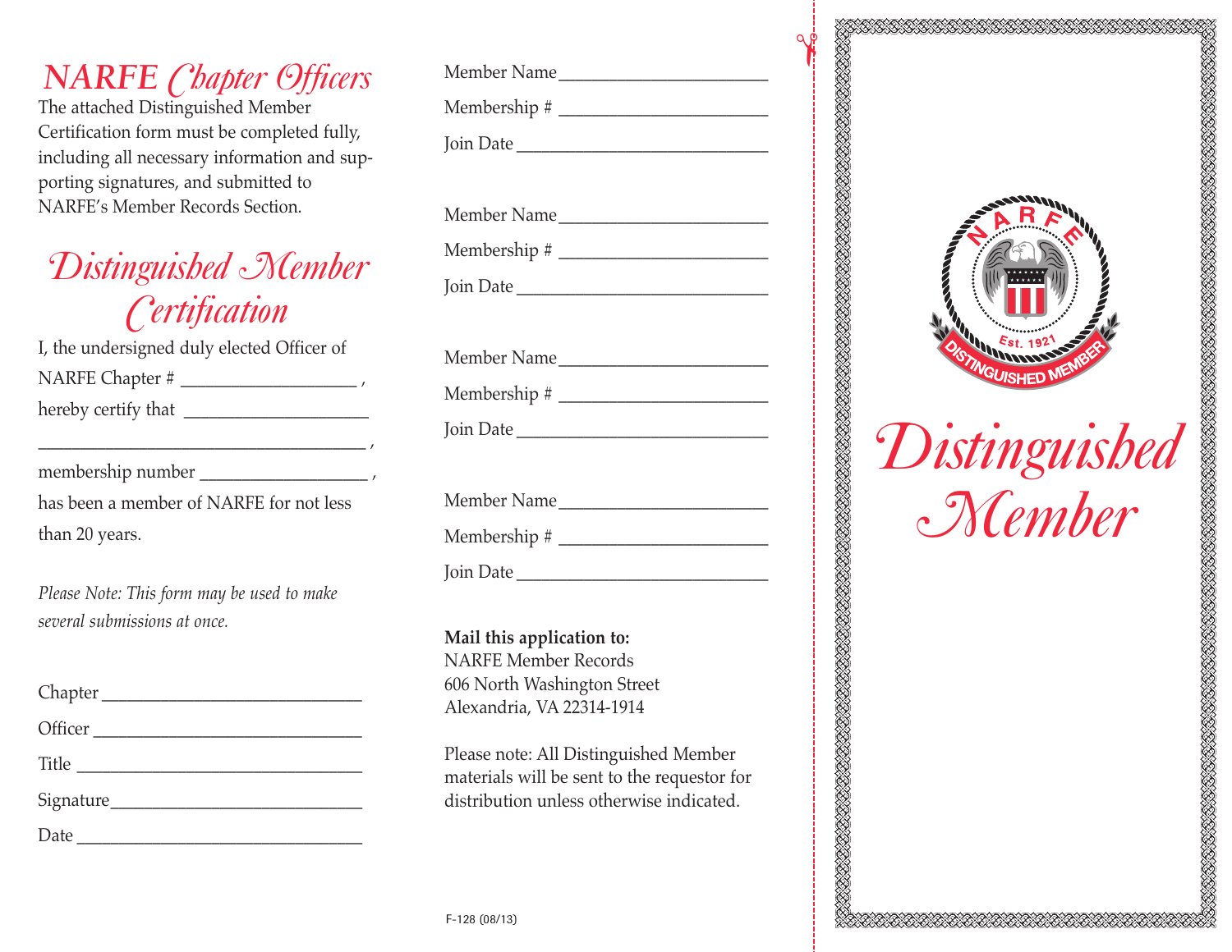## NARFE Chapter Officers

The attached Distinguished Member Certification form must be completed fully, including all necessary information and supporting signatures, and submitted to NARFE's Member Records Section.

## Distinguished Member Certification

I, the undersigned duly elected Officer of NARFE Chapter # ___________________ , hereby certify that ____________________

____________________________________ ,

membership number __________________ ,

has been a member of NARFE for not less than 20 years.

*Please Note: This form may be used to make several submissions at once.*

Chapter ____________________________

Officer ____________________________

Title ______________________________

Signature __________________________

Date _______________________________

Member Name ________________________

Membership # _______________________

Join Date __________________________

Member Name ________________________

Membership # _______________________

Join Date __________________________

Member Name ________________________

Membership # _______________________

Join Date __________________________

Member Name ________________________

Membership # _______________________

Join Date __________________________

**Mail this application to:**
NARFE Member Records
606 North Washington Street
Alexandria, VA 22314-1914

Please note: All Distinguished Member materials will be sent to the requestor for distribution unless otherwise indicated.

F-128 (08/13)

NARFE
Est. 1921
DISTINGUISHED MEMBER

# Distinguished Member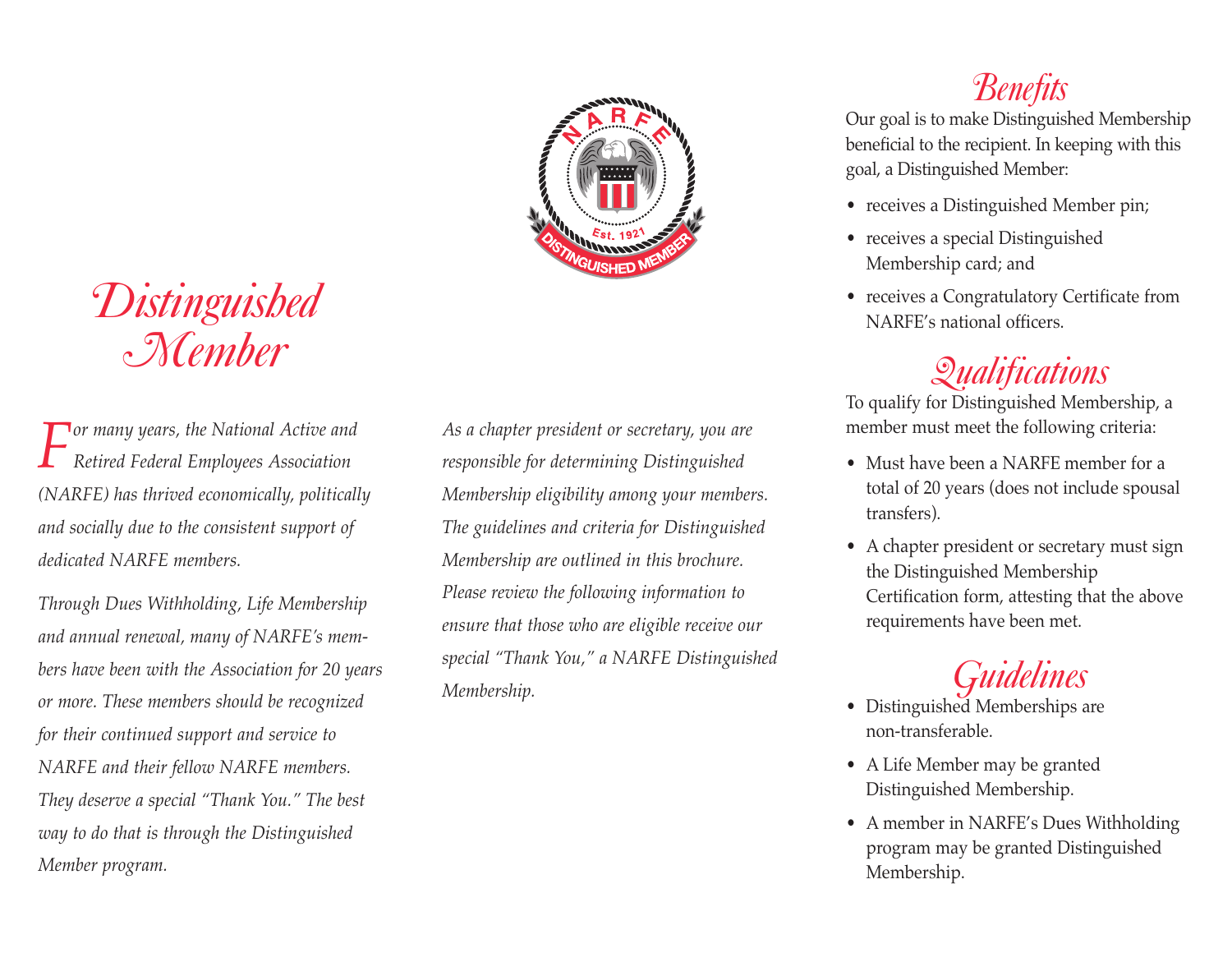# *Distinguished Member*

*For many years, the National Active and Retired Federal Employees Association (NARFE) has thrived economically, politically and socially due to the consistent support of dedicated NARFE members.*

*Through Dues Withholding, Life Membership and annual renewal, many of NARFE's members have been with the Association for 20 years or more. These members should be recognized for their continued support and service to NARFE and their fellow NARFE members. They deserve a special "Thank You." The best way to do that is through the Distinguished Member program.*

*As a chapter president or secretary, you are responsible for determining Distinguished Membership eligibility among your members. The guidelines and criteria for Distinguished Membership are outlined in this brochure. Please review the following information to ensure that those who are eligible receive our special "Thank You," a NARFE Distinguished Membership.*

## *Benefits*

Our goal is to make Distinguished Membership beneficial to the recipient. In keeping with this goal, a Distinguished Member:

- receives a Distinguished Member pin;
- receives a special Distinguished Membership card; and
- receives a Congratulatory Certificate from NARFE's national officers.

## *Qualifications*

To qualify for Distinguished Membership, a member must meet the following criteria:

- Must have been a NARFE member for a total of 20 years (does not include spousal transfers).
- A chapter president or secretary must sign the Distinguished Membership Certification form, attesting that the above requirements have been met.

## *Guidelines*

- Distinguished Memberships are non-transferable.
- A Life Member may be granted Distinguished Membership.
- A member in NARFE's Dues Withholding program may be granted Distinguished Membership.